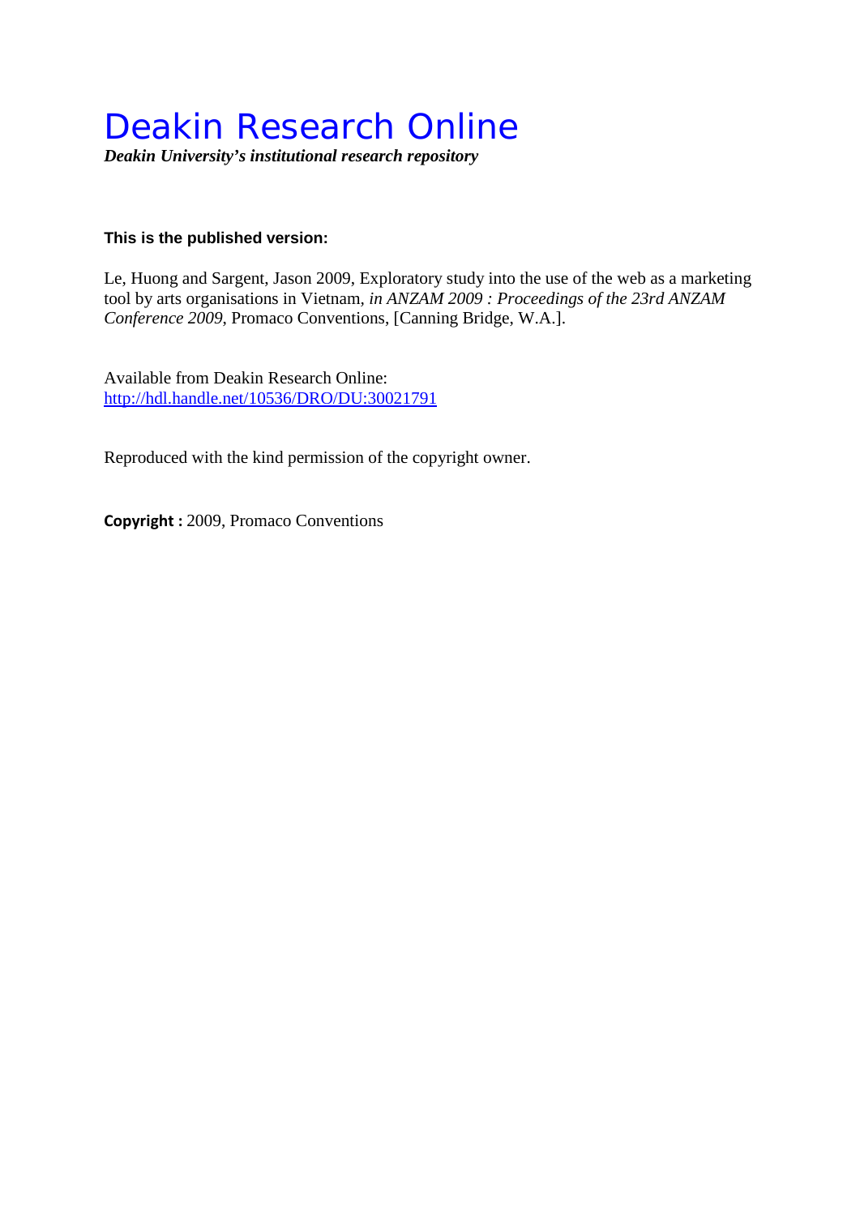# Deakin Research Online

***Deakin University's institutional research repository***

**This is the published version:**

Le, Huong and Sargent, Jason 2009, Exploratory study into the use of the web as a marketing tool by arts organisations in Vietnam, *in ANZAM 2009 : Proceedings of the 23rd ANZAM Conference 2009*, Promaco Conventions, [Canning Bridge, W.A.].

Available from Deakin Research Online:
http://hdl.handle.net/10536/DRO/DU:30021791

Reproduced with the kind permission of the copyright owner.

**Copyright :** 2009, Promaco Conventions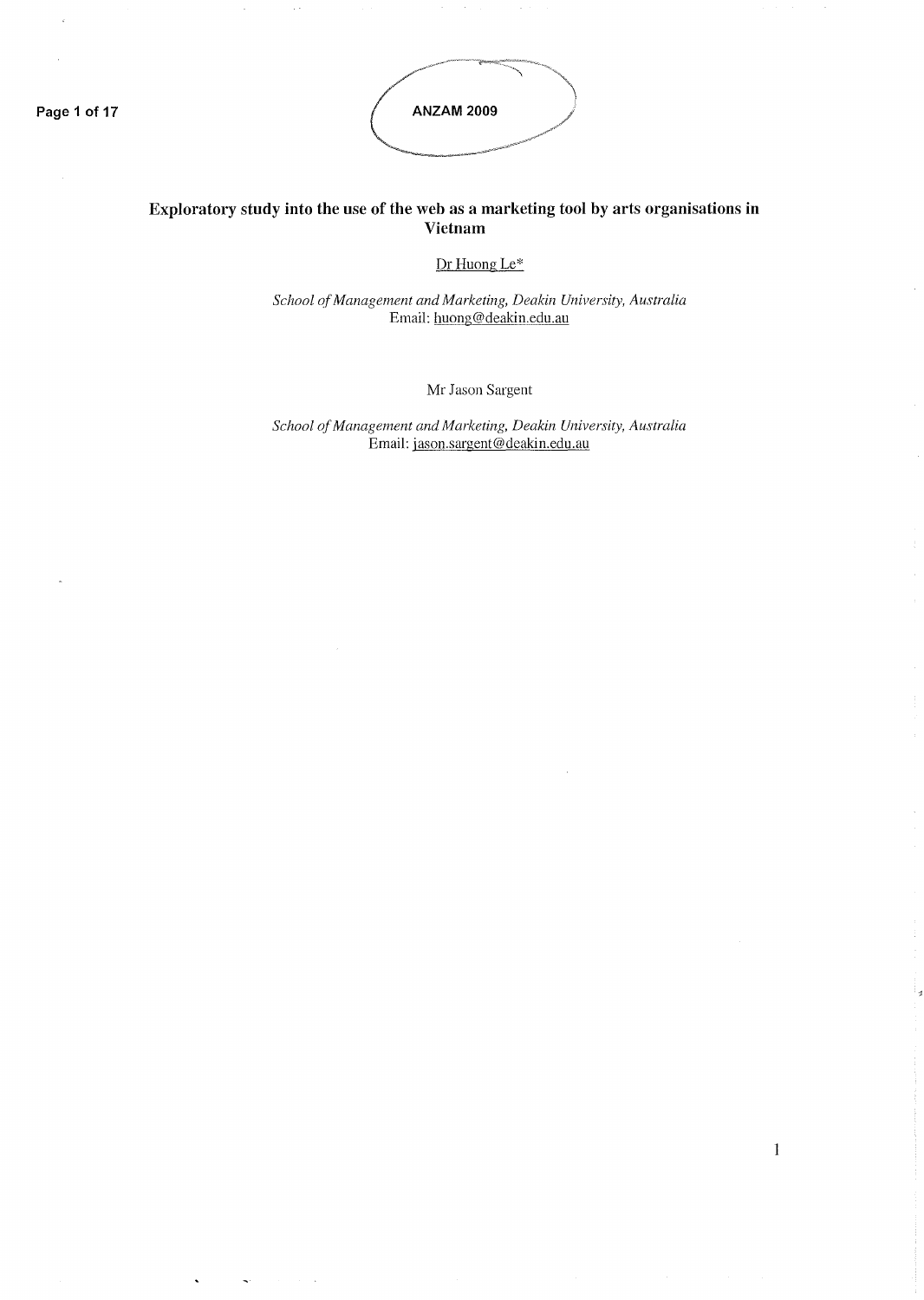# Exploratory study into the use of the web as a marketing tool by arts organisations in Vietnam

Dr Huong Le*

*School of Management and Marketing, Deakin University, Australia*
Email: huong@deakin.edu.au

Mr Jason Sargent

*School of Management and Marketing, Deakin University, Australia*
Email: jason.sargent@deakin.edu.au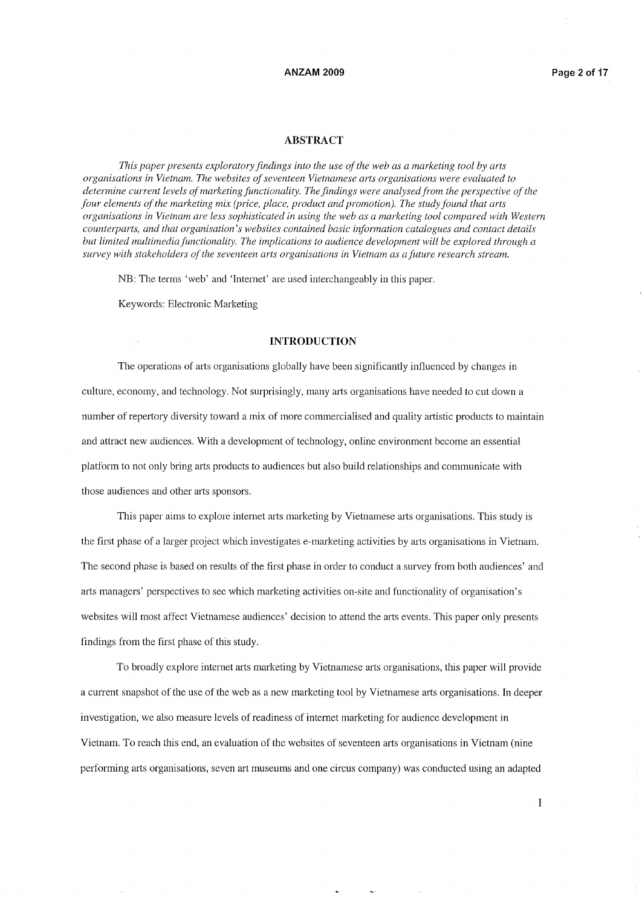## ABSTRACT

*This paper presents exploratory findings into the use of the web as a marketing tool by arts organisations in Vietnam. The websites of seventeen Vietnamese arts organisations were evaluated to determine current levels of marketing functionality. The findings were analysed from the perspective of the four elements of the marketing mix (price, place, product and promotion). The study found that arts organisations in Vietnam are less sophisticated in using the web as a marketing tool compared with Western counterparts, and that organisation's websites contained basic information catalogues and contact details but limited multimedia functionality. The implications to audience development will be explored through a survey with stakeholders of the seventeen arts organisations in Vietnam as a future research stream.*

NB: The terms 'web' and 'Internet' are used interchangeably in this paper.

Keywords: Electronic Marketing

## INTRODUCTION

The operations of arts organisations globally have been significantly influenced by changes in culture, economy, and technology. Not surprisingly, many arts organisations have needed to cut down a number of repertory diversity toward a mix of more commercialised and quality artistic products to maintain and attract new audiences. With a development of technology, online environment become an essential platform to not only bring arts products to audiences but also build relationships and communicate with those audiences and other arts sponsors.

This paper aims to explore internet arts marketing by Vietnamese arts organisations. This study is the first phase of a larger project which investigates e-marketing activities by arts organisations in Vietnam. The second phase is based on results of the first phase in order to conduct a survey from both audiences' and arts managers' perspectives to see which marketing activities on-site and functionality of organisation's websites will most affect Vietnamese audiences' decision to attend the arts events. This paper only presents findings from the first phase of this study.

To broadly explore internet arts marketing by Vietnamese arts organisations, this paper will provide a current snapshot of the use of the web as a new marketing tool by Vietnamese arts organisations. In deeper investigation, we also measure levels of readiness of internet marketing for audience development in Vietnam. To reach this end, an evaluation of the websites of seventeen arts organisations in Vietnam (nine performing arts organisations, seven art museums and one circus company) was conducted using an adapted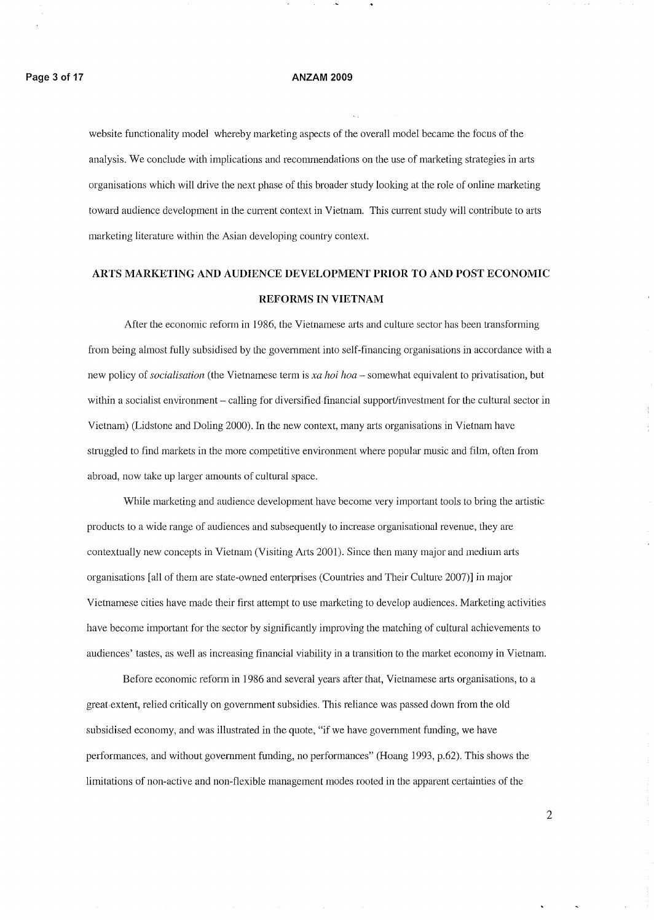website functionality model whereby marketing aspects of the overall model became the focus of the analysis. We conclude with implications and recommendations on the use of marketing strategies in arts organisations which will drive the next phase of this broader study looking at the role of online marketing toward audience development in the current context in Vietnam. This current study will contribute to arts marketing literature within the Asian developing country context.

## ARTS MARKETING AND AUDIENCE DEVELOPMENT PRIOR TO AND POST ECONOMIC REFORMS IN VIETNAM

After the economic reform in 1986, the Vietnamese arts and culture sector has been transforming from being almost fully subsidised by the government into self-financing organisations in accordance with a new policy of *socialisation* (the Vietnamese term is *xa hoi hoa* – somewhat equivalent to privatisation, but within a socialist environment – calling for diversified financial support/investment for the cultural sector in Vietnam) (Lidstone and Doling 2000). In the new context, many arts organisations in Vietnam have struggled to find markets in the more competitive environment where popular music and film, often from abroad, now take up larger amounts of cultural space.

While marketing and audience development have become very important tools to bring the artistic products to a wide range of audiences and subsequently to increase organisational revenue, they are contextually new concepts in Vietnam (Visiting Arts 2001). Since then many major and medium arts organisations [all of them are state-owned enterprises (Countries and Their Culture 2007)] in major Vietnamese cities have made their first attempt to use marketing to develop audiences. Marketing activities have become important for the sector by significantly improving the matching of cultural achievements to audiences' tastes, as well as increasing financial viability in a transition to the market economy in Vietnam.

Before economic reform in 1986 and several years after that, Vietnamese arts organisations, to a great extent, relied critically on government subsidies. This reliance was passed down from the old subsidised economy, and was illustrated in the quote, "if we have government funding, we have performances, and without government funding, no performances" (Hoang 1993, p.62). This shows the limitations of non-active and non-flexible management modes rooted in the apparent certainties of the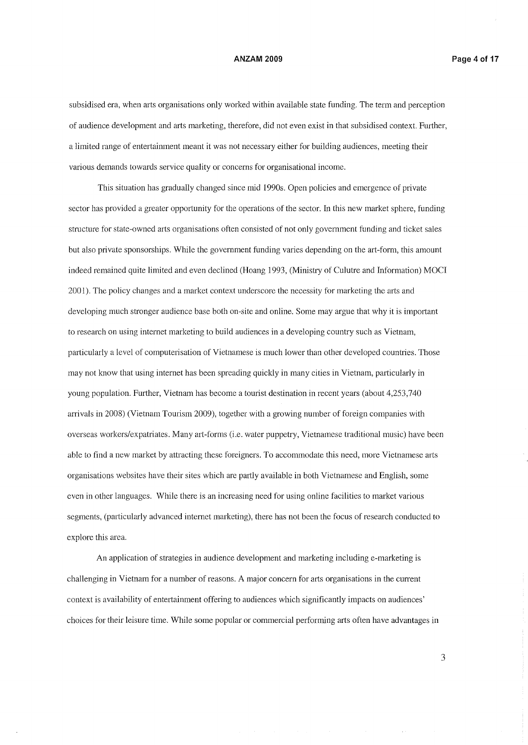subsidised era, when arts organisations only worked within available state funding. The term and perception of audience development and arts marketing, therefore, did not even exist in that subsidised context. Further, a limited range of entertainment meant it was not necessary either for building audiences, meeting their various demands towards service quality or concerns for organisational income.

This situation has gradually changed since mid 1990s. Open policies and emergence of private sector has provided a greater opportunity for the operations of the sector. In this new market sphere, funding structure for state-owned arts organisations often consisted of not only government funding and ticket sales but also private sponsorships. While the government funding varies depending on the art-form, this amount indeed remained quite limited and even declined (Hoang 1993, (Ministry of Culutre and Information) MOCI 2001). The policy changes and a market context underscore the necessity for marketing the arts and developing much stronger audience base both on-site and online. Some may argue that why it is important to research on using internet marketing to build audiences in a developing country such as Vietnam, particularly a level of computerisation of Vietnamese is much lower than other developed countries. Those may not know that using internet has been spreading quickly in many cities in Vietnam, particularly in young population. Further, Vietnam has become a tourist destination in recent years (about 4,253,740 arrivals in 2008) (Vietnam Tourism 2009), together with a growing number of foreign companies with overseas workers/expatriates. Many art-forms (i.e. water puppetry, Vietnamese traditional music) have been able to find a new market by attracting these foreigners. To accommodate this need, more Vietnamese arts organisations websites have their sites which are partly available in both Vietnamese and English, some even in other languages. While there is an increasing need for using online facilities to market various segments, (particularly advanced internet marketing), there has not been the focus of research conducted to explore this area.

An application of strategies in audience development and marketing including e-marketing is challenging in Vietnam for a number of reasons. A major concern for arts organisations in the current context is availability of entertainment offering to audiences which significantly impacts on audiences' choices for their leisure time. While some popular or commercial performing arts often have advantages in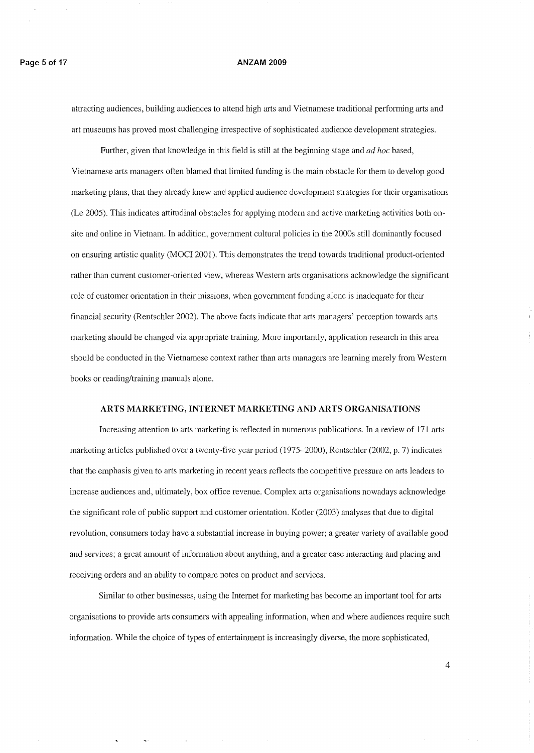attracting audiences, building audiences to attend high arts and Vietnamese traditional performing arts and art museums has proved most challenging irrespective of sophisticated audience development strategies.

Further, given that knowledge in this field is still at the beginning stage and *ad hoc* based, Vietnamese arts managers often blamed that limited funding is the main obstacle for them to develop good marketing plans, that they already knew and applied audience development strategies for their organisations (Le 2005). This indicates attitudinal obstacles for applying modern and active marketing activities both on-site and online in Vietnam. In addition, government cultural policies in the 2000s still dominantly focused on ensuring artistic quality (MOCI 2001). This demonstrates the trend towards traditional product-oriented rather than current customer-oriented view, whereas Western arts organisations acknowledge the significant role of customer orientation in their missions, when government funding alone is inadequate for their financial security (Rentschler 2002). The above facts indicate that arts managers' perception towards arts marketing should be changed via appropriate training. More importantly, application research in this area should be conducted in the Vietnamese context rather than arts managers are learning merely from Western books or reading/training manuals alone.

## ARTS MARKETING, INTERNET MARKETING AND ARTS ORGANISATIONS

Increasing attention to arts marketing is reflected in numerous publications. In a review of 171 arts marketing articles published over a twenty-five year period (1975–2000), Rentschler (2002, p. 7) indicates that the emphasis given to arts marketing in recent years reflects the competitive pressure on arts leaders to increase audiences and, ultimately, box office revenue. Complex arts organisations nowadays acknowledge the significant role of public support and customer orientation. Kotler (2003) analyses that due to digital revolution, consumers today have a substantial increase in buying power; a greater variety of available good and services; a great amount of information about anything, and a greater ease interacting and placing and receiving orders and an ability to compare notes on product and services.

Similar to other businesses, using the Internet for marketing has become an important tool for arts organisations to provide arts consumers with appealing information, when and where audiences require such information. While the choice of types of entertainment is increasingly diverse, the more sophisticated,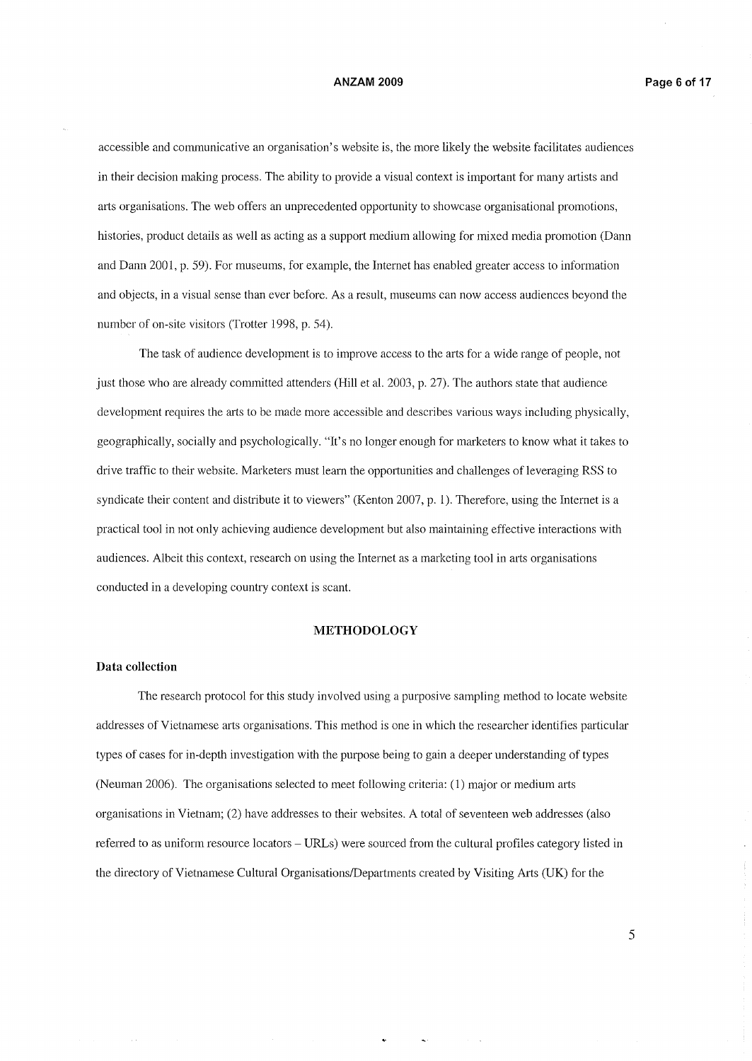accessible and communicative an organisation's website is, the more likely the website facilitates audiences in their decision making process. The ability to provide a visual context is important for many artists and arts organisations. The web offers an unprecedented opportunity to showcase organisational promotions, histories, product details as well as acting as a support medium allowing for mixed media promotion (Dann and Dann 2001, p. 59). For museums, for example, the Internet has enabled greater access to information and objects, in a visual sense than ever before. As a result, museums can now access audiences beyond the number of on-site visitors (Trotter 1998, p. 54).

The task of audience development is to improve access to the arts for a wide range of people, not just those who are already committed attenders (Hill et al. 2003, p. 27). The authors state that audience development requires the arts to be made more accessible and describes various ways including physically, geographically, socially and psychologically. "It's no longer enough for marketers to know what it takes to drive traffic to their website. Marketers must learn the opportunities and challenges of leveraging RSS to syndicate their content and distribute it to viewers" (Kenton 2007, p. 1). Therefore, using the Internet is a practical tool in not only achieving audience development but also maintaining effective interactions with audiences. Albeit this context, research on using the Internet as a marketing tool in arts organisations conducted in a developing country context is scant.

## METHODOLOGY

### Data collection

The research protocol for this study involved using a purposive sampling method to locate website addresses of Vietnamese arts organisations. This method is one in which the researcher identifies particular types of cases for in-depth investigation with the purpose being to gain a deeper understanding of types (Neuman 2006). The organisations selected to meet following criteria: (1) major or medium arts organisations in Vietnam; (2) have addresses to their websites. A total of seventeen web addresses (also referred to as uniform resource locators – URLs) were sourced from the cultural profiles category listed in the directory of Vietnamese Cultural Organisations/Departments created by Visiting Arts (UK) for the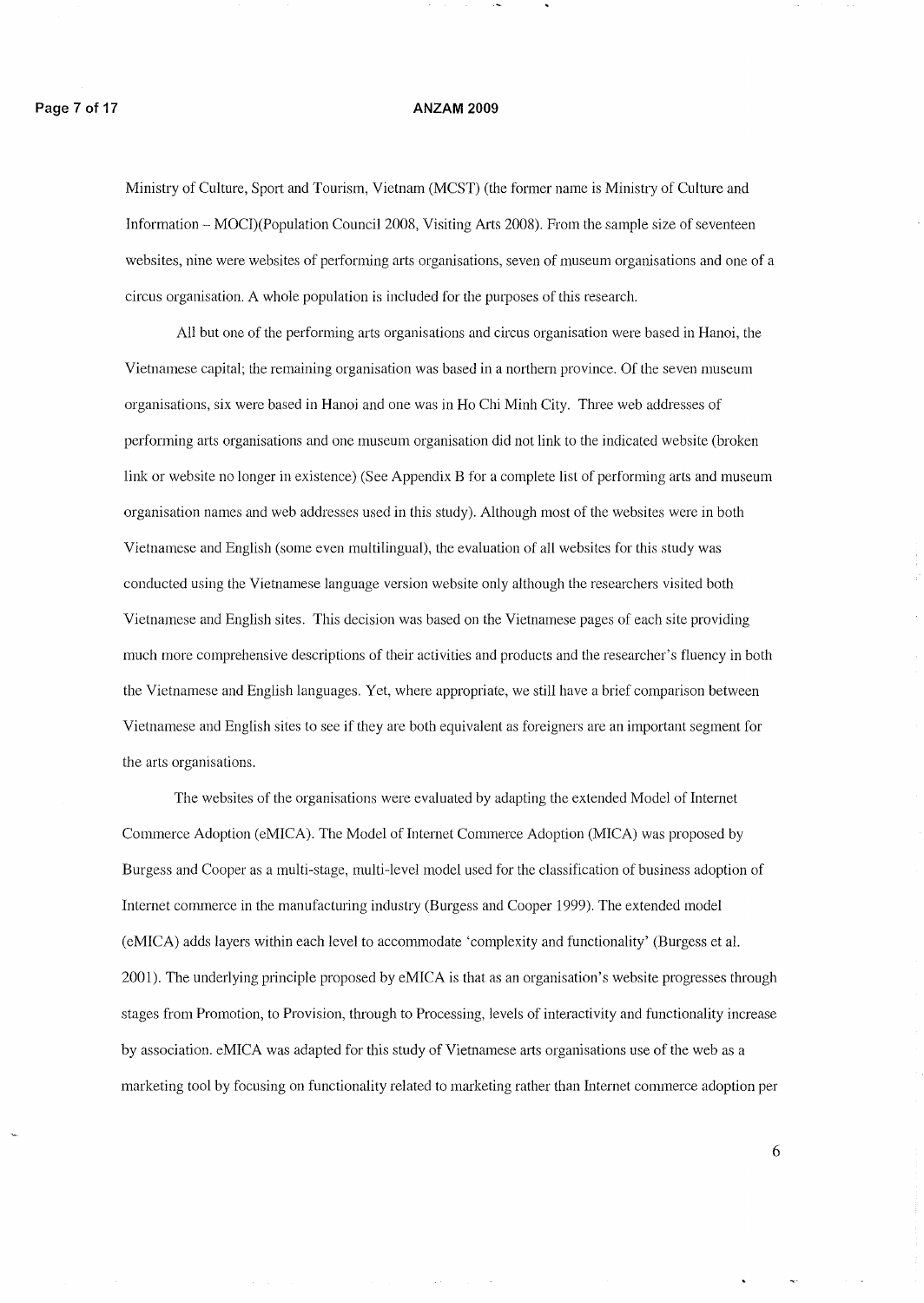Ministry of Culture, Sport and Tourism, Vietnam (MCST) (the former name is Ministry of Culture and Information – MOCI)(Population Council 2008, Visiting Arts 2008). From the sample size of seventeen websites, nine were websites of performing arts organisations, seven of museum organisations and one of a circus organisation. A whole population is included for the purposes of this research.

All but one of the performing arts organisations and circus organisation were based in Hanoi, the Vietnamese capital; the remaining organisation was based in a northern province. Of the seven museum organisations, six were based in Hanoi and one was in Ho Chi Minh City. Three web addresses of performing arts organisations and one museum organisation did not link to the indicated website (broken link or website no longer in existence) (See Appendix B for a complete list of performing arts and museum organisation names and web addresses used in this study). Although most of the websites were in both Vietnamese and English (some even multilingual), the evaluation of all websites for this study was conducted using the Vietnamese language version website only although the researchers visited both Vietnamese and English sites. This decision was based on the Vietnamese pages of each site providing much more comprehensive descriptions of their activities and products and the researcher's fluency in both the Vietnamese and English languages. Yet, where appropriate, we still have a brief comparison between Vietnamese and English sites to see if they are both equivalent as foreigners are an important segment for the arts organisations.

The websites of the organisations were evaluated by adapting the extended Model of Internet Commerce Adoption (eMICA). The Model of Internet Commerce Adoption (MICA) was proposed by Burgess and Cooper as a multi-stage, multi-level model used for the classification of business adoption of Internet commerce in the manufacturing industry (Burgess and Cooper 1999). The extended model (eMICA) adds layers within each level to accommodate 'complexity and functionality' (Burgess et al. 2001). The underlying principle proposed by eMICA is that as an organisation's website progresses through stages from Promotion, to Provision, through to Processing, levels of interactivity and functionality increase by association. eMICA was adapted for this study of Vietnamese arts organisations use of the web as a marketing tool by focusing on functionality related to marketing rather than Internet commerce adoption per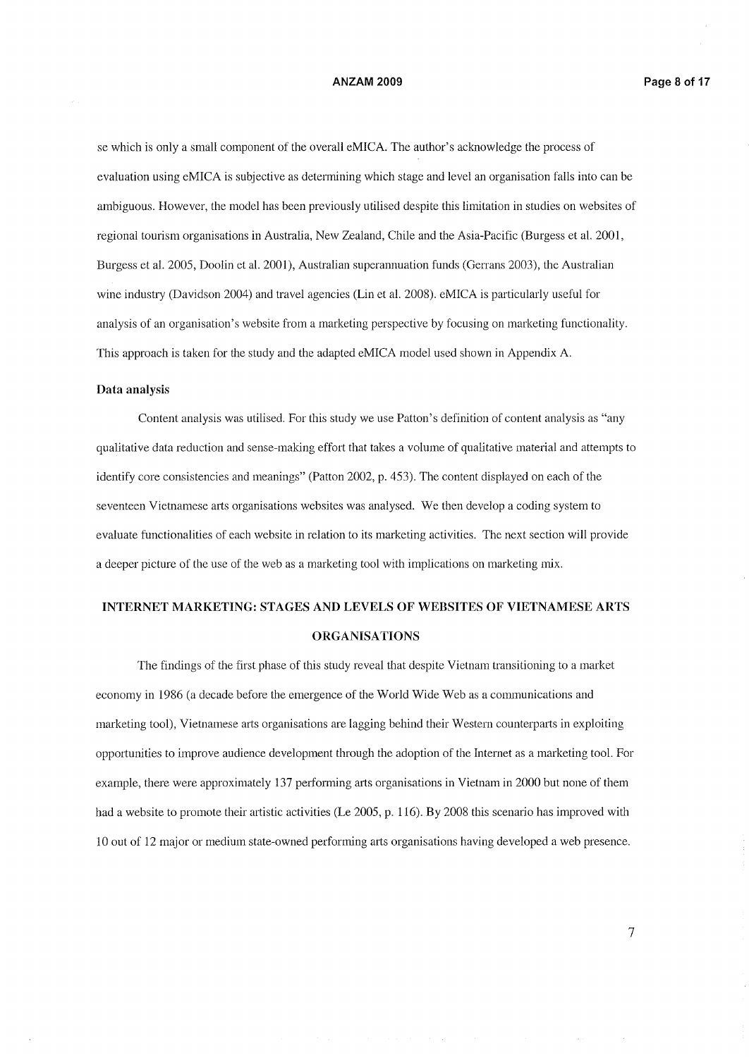se which is only a small component of the overall eMICA. The author's acknowledge the process of evaluation using eMICA is subjective as determining which stage and level an organisation falls into can be ambiguous. However, the model has been previously utilised despite this limitation in studies on websites of regional tourism organisations in Australia, New Zealand, Chile and the Asia-Pacific (Burgess et al. 2001, Burgess et al. 2005, Doolin et al. 2001), Australian superannuation funds (Gerrans 2003), the Australian wine industry (Davidson 2004) and travel agencies (Lin et al. 2008). eMICA is particularly useful for analysis of an organisation's website from a marketing perspective by focusing on marketing functionality. This approach is taken for the study and the adapted eMICA model used shown in Appendix A.

### Data analysis

Content analysis was utilised. For this study we use Patton's definition of content analysis as "any qualitative data reduction and sense-making effort that takes a volume of qualitative material and attempts to identify core consistencies and meanings" (Patton 2002, p. 453). The content displayed on each of the seventeen Vietnamese arts organisations websites was analysed. We then develop a coding system to evaluate functionalities of each website in relation to its marketing activities. The next section will provide a deeper picture of the use of the web as a marketing tool with implications on marketing mix.

## INTERNET MARKETING: STAGES AND LEVELS OF WEBSITES OF VIETNAMESE ARTS ORGANISATIONS

The findings of the first phase of this study reveal that despite Vietnam transitioning to a market economy in 1986 (a decade before the emergence of the World Wide Web as a communications and marketing tool), Vietnamese arts organisations are lagging behind their Western counterparts in exploiting opportunities to improve audience development through the adoption of the Internet as a marketing tool. For example, there were approximately 137 performing arts organisations in Vietnam in 2000 but none of them had a website to promote their artistic activities (Le 2005, p. 116). By 2008 this scenario has improved with 10 out of 12 major or medium state-owned performing arts organisations having developed a web presence.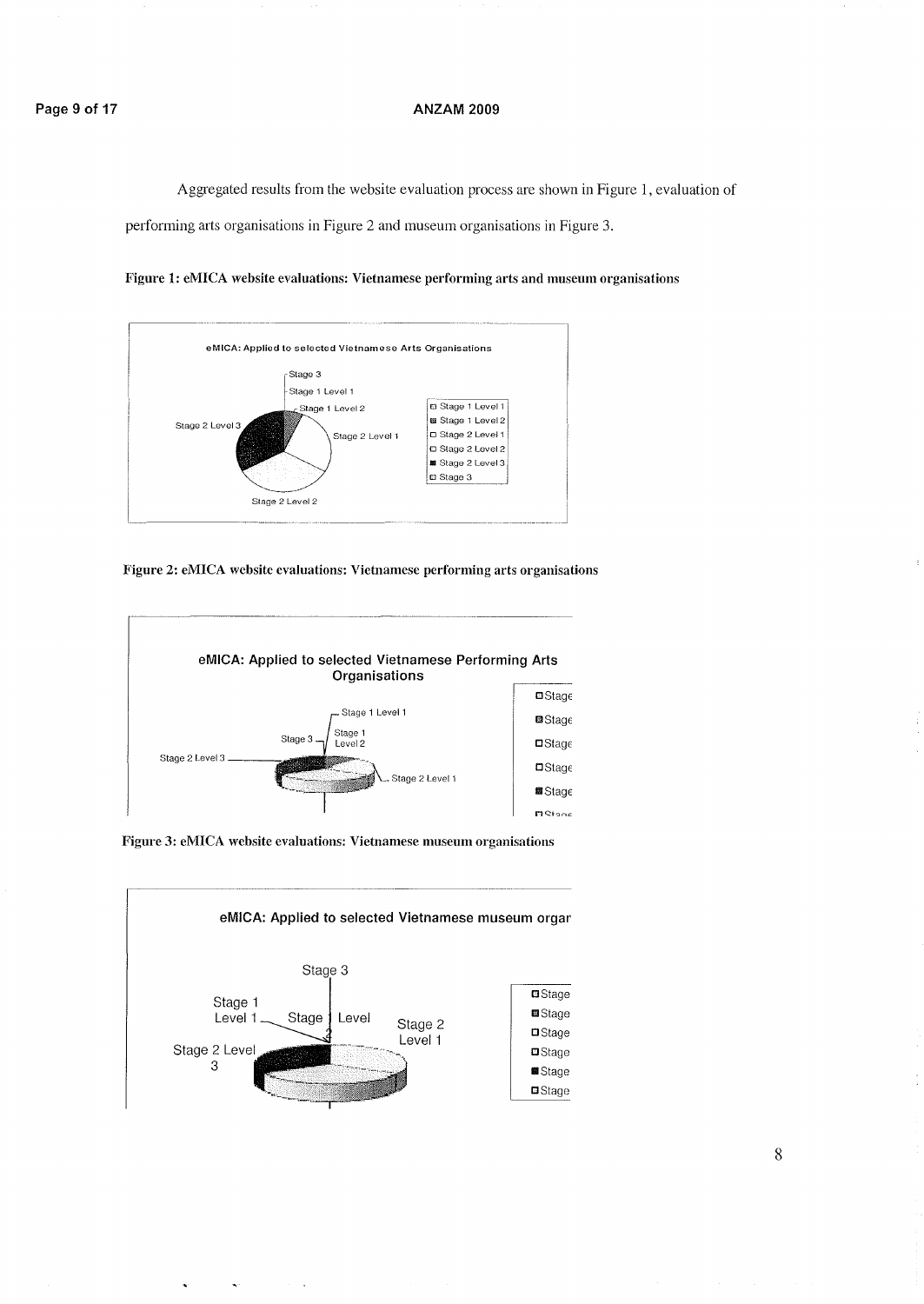Aggregated results from the website evaluation process are shown in Figure 1, evaluation of performing arts organisations in Figure 2 and museum organisations in Figure 3.

**Figure 1: eMICA website evaluations: Vietnamese performing arts and museum organisations**

**Figure 2: eMICA website evaluations: Vietnamese performing arts organisations**

**Figure 3: eMICA website evaluations: Vietnamese museum organisations**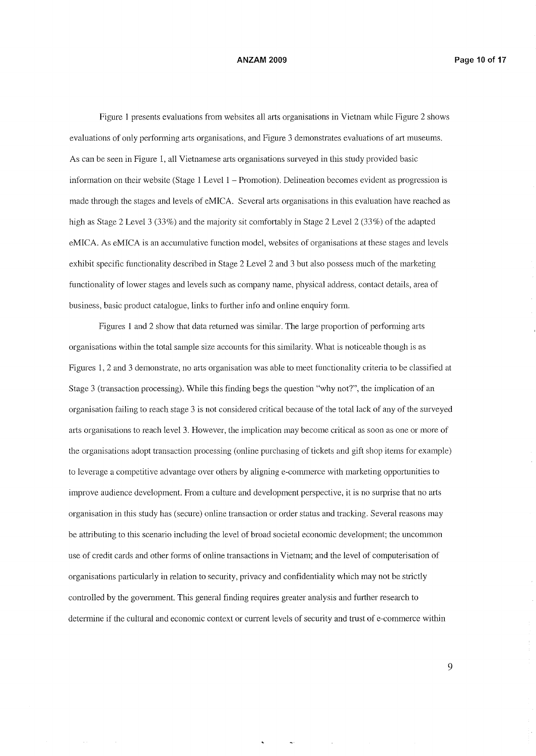Figure 1 presents evaluations from websites all arts organisations in Vietnam while Figure 2 shows evaluations of only performing arts organisations, and Figure 3 demonstrates evaluations of art museums. As can be seen in Figure 1, all Vietnamese arts organisations surveyed in this study provided basic information on their website (Stage 1 Level 1 – Promotion). Delineation becomes evident as progression is made through the stages and levels of eMICA. Several arts organisations in this evaluation have reached as high as Stage 2 Level 3 (33%) and the majority sit comfortably in Stage 2 Level 2 (33%) of the adapted eMICA. As eMICA is an accumulative function model, websites of organisations at these stages and levels exhibit specific functionality described in Stage 2 Level 2 and 3 but also possess much of the marketing functionality of lower stages and levels such as company name, physical address, contact details, area of business, basic product catalogue, links to further info and online enquiry form.

Figures 1 and 2 show that data returned was similar. The large proportion of performing arts organisations within the total sample size accounts for this similarity. What is noticeable though is as Figures 1, 2 and 3 demonstrate, no arts organisation was able to meet functionality criteria to be classified at Stage 3 (transaction processing). While this finding begs the question "why not?", the implication of an organisation failing to reach stage 3 is not considered critical because of the total lack of any of the surveyed arts organisations to reach level 3. However, the implication may become critical as soon as one or more of the organisations adopt transaction processing (online purchasing of tickets and gift shop items for example) to leverage a competitive advantage over others by aligning e-commerce with marketing opportunities to improve audience development. From a culture and development perspective, it is no surprise that no arts organisation in this study has (secure) online transaction or order status and tracking. Several reasons may be attributing to this scenario including the level of broad societal economic development; the uncommon use of credit cards and other forms of online transactions in Vietnam; and the level of computerisation of organisations particularly in relation to security, privacy and confidentiality which may not be strictly controlled by the government. This general finding requires greater analysis and further research to determine if the cultural and economic context or current levels of security and trust of e-commerce within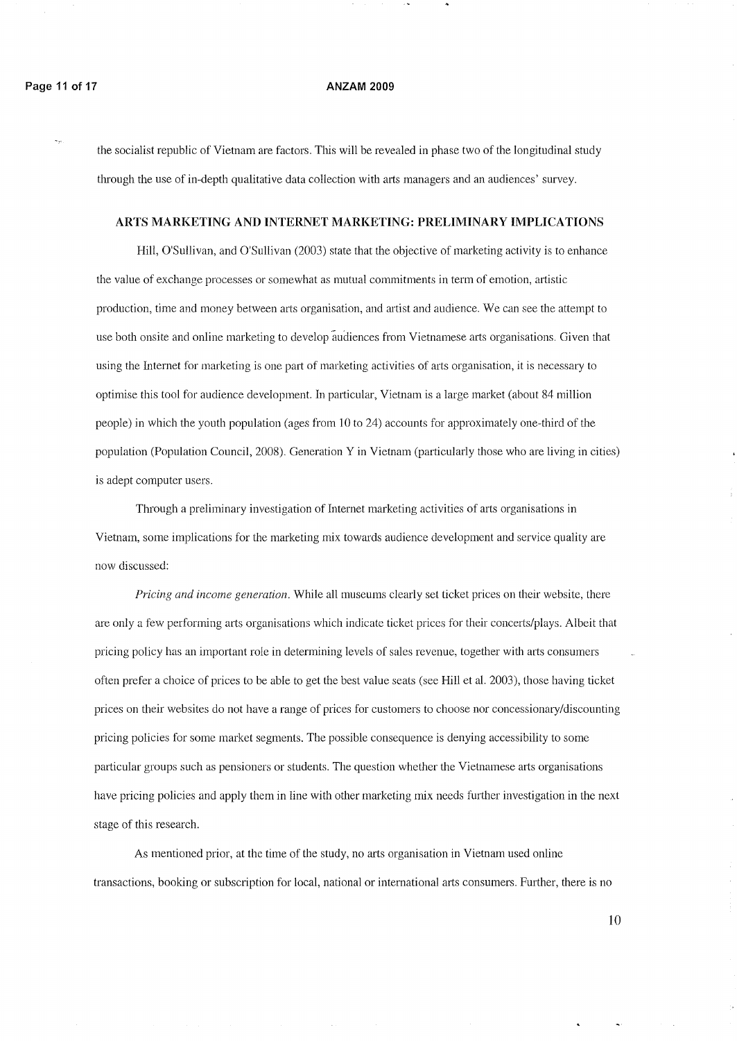the socialist republic of Vietnam are factors. This will be revealed in phase two of the longitudinal study through the use of in-depth qualitative data collection with arts managers and an audiences' survey.

## ARTS MARKETING AND INTERNET MARKETING: PRELIMINARY IMPLICATIONS

Hill, O'Sullivan, and O'Sullivan (2003) state that the objective of marketing activity is to enhance the value of exchange processes or somewhat as mutual commitments in term of emotion, artistic production, time and money between arts organisation, and artist and audience. We can see the attempt to use both onsite and online marketing to develop audiences from Vietnamese arts organisations. Given that using the Internet for marketing is one part of marketing activities of arts organisation, it is necessary to optimise this tool for audience development. In particular, Vietnam is a large market (about 84 million people) in which the youth population (ages from 10 to 24) accounts for approximately one-third of the population (Population Council, 2008). Generation Y in Vietnam (particularly those who are living in cities) is adept computer users.

Through a preliminary investigation of Internet marketing activities of arts organisations in Vietnam, some implications for the marketing mix towards audience development and service quality are now discussed:

*Pricing and income generation*. While all museums clearly set ticket prices on their website, there are only a few performing arts organisations which indicate ticket prices for their concerts/plays. Albeit that pricing policy has an important role in determining levels of sales revenue, together with arts consumers often prefer a choice of prices to be able to get the best value seats (see Hill et al. 2003), those having ticket prices on their websites do not have a range of prices for customers to choose nor concessionary/discounting pricing policies for some market segments. The possible consequence is denying accessibility to some particular groups such as pensioners or students. The question whether the Vietnamese arts organisations have pricing policies and apply them in line with other marketing mix needs further investigation in the next stage of this research.

As mentioned prior, at the time of the study, no arts organisation in Vietnam used online transactions, booking or subscription for local, national or international arts consumers. Further, there is no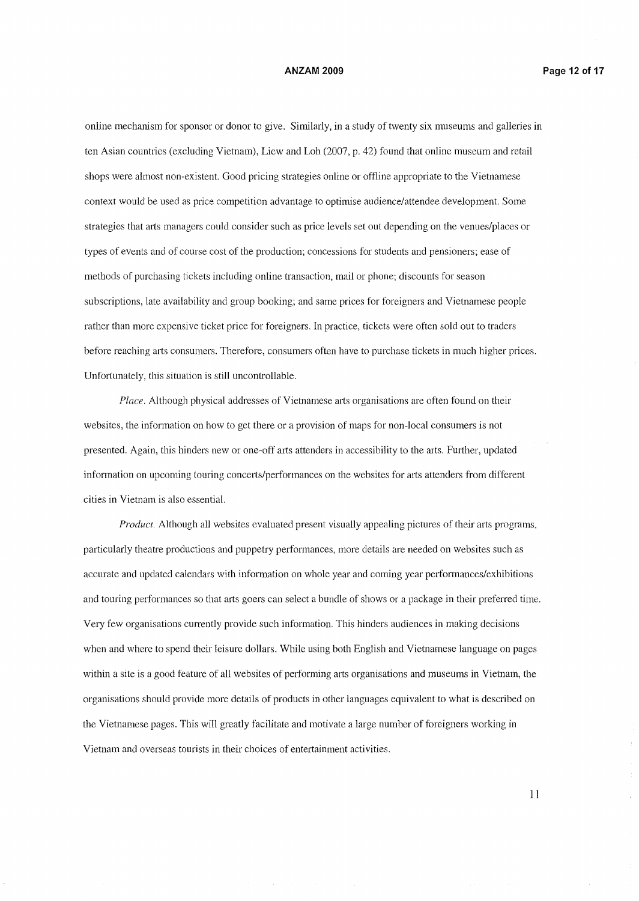online mechanism for sponsor or donor to give. Similarly, in a study of twenty six museums and galleries in ten Asian countries (excluding Vietnam), Liew and Loh (2007, p. 42) found that online museum and retail shops were almost non-existent. Good pricing strategies online or offline appropriate to the Vietnamese context would be used as price competition advantage to optimise audience/attendee development. Some strategies that arts managers could consider such as price levels set out depending on the venues/places or types of events and of course cost of the production; concessions for students and pensioners; ease of methods of purchasing tickets including online transaction, mail or phone; discounts for season subscriptions, late availability and group booking; and same prices for foreigners and Vietnamese people rather than more expensive ticket price for foreigners. In practice, tickets were often sold out to traders before reaching arts consumers. Therefore, consumers often have to purchase tickets in much higher prices. Unfortunately, this situation is still uncontrollable.

*Place*. Although physical addresses of Vietnamese arts organisations are often found on their websites, the information on how to get there or a provision of maps for non-local consumers is not presented. Again, this hinders new or one-off arts attenders in accessibility to the arts. Further, updated information on upcoming touring concerts/performances on the websites for arts attenders from different cities in Vietnam is also essential.

*Product*. Although all websites evaluated present visually appealing pictures of their arts programs, particularly theatre productions and puppetry performances, more details are needed on websites such as accurate and updated calendars with information on whole year and coming year performances/exhibitions and touring performances so that arts goers can select a bundle of shows or a package in their preferred time. Very few organisations currently provide such information. This hinders audiences in making decisions when and where to spend their leisure dollars. While using both English and Vietnamese language on pages within a site is a good feature of all websites of performing arts organisations and museums in Vietnam, the organisations should provide more details of products in other languages equivalent to what is described on the Vietnamese pages. This will greatly facilitate and motivate a large number of foreigners working in Vietnam and overseas tourists in their choices of entertainment activities.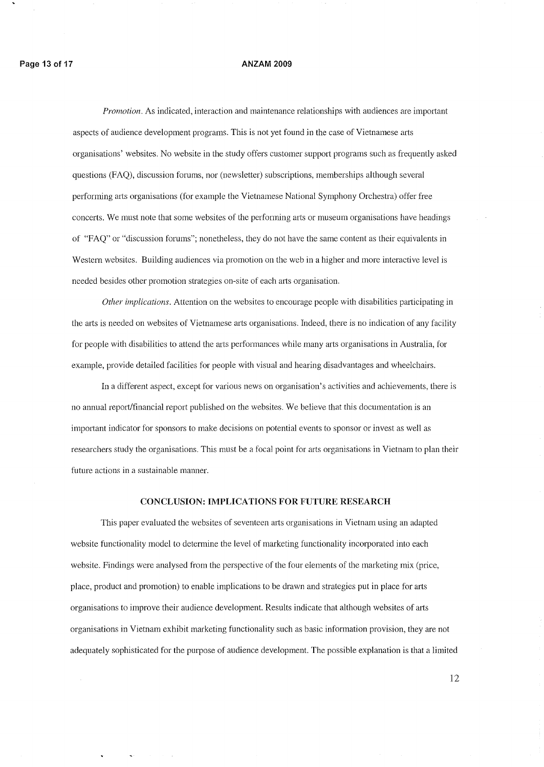*Promotion*. As indicated, interaction and maintenance relationships with audiences are important aspects of audience development programs. This is not yet found in the case of Vietnamese arts organisations' websites. No website in the study offers customer support programs such as frequently asked questions (FAQ), discussion forums, nor (newsletter) subscriptions, memberships although several performing arts organisations (for example the Vietnamese National Symphony Orchestra) offer free concerts. We must note that some websites of the performing arts or museum organisations have headings of "FAQ" or "discussion forums"; nonetheless, they do not have the same content as their equivalents in Western websites. Building audiences via promotion on the web in a higher and more interactive level is needed besides other promotion strategies on-site of each arts organisation.

*Other implications*. Attention on the websites to encourage people with disabilities participating in the arts is needed on websites of Vietnamese arts organisations. Indeed, there is no indication of any facility for people with disabilities to attend the arts performances while many arts organisations in Australia, for example, provide detailed facilities for people with visual and hearing disadvantages and wheelchairs.

In a different aspect, except for various news on organisation's activities and achievements, there is no annual report/financial report published on the websites. We believe that this documentation is an important indicator for sponsors to make decisions on potential events to sponsor or invest as well as researchers study the organisations. This must be a focal point for arts organisations in Vietnam to plan their future actions in a sustainable manner.

## CONCLUSION: IMPLICATIONS FOR FUTURE RESEARCH

This paper evaluated the websites of seventeen arts organisations in Vietnam using an adapted website functionality model to determine the level of marketing functionality incorporated into each website. Findings were analysed from the perspective of the four elements of the marketing mix (price, place, product and promotion) to enable implications to be drawn and strategies put in place for arts organisations to improve their audience development. Results indicate that although websites of arts organisations in Vietnam exhibit marketing functionality such as basic information provision, they are not adequately sophisticated for the purpose of audience development. The possible explanation is that a limited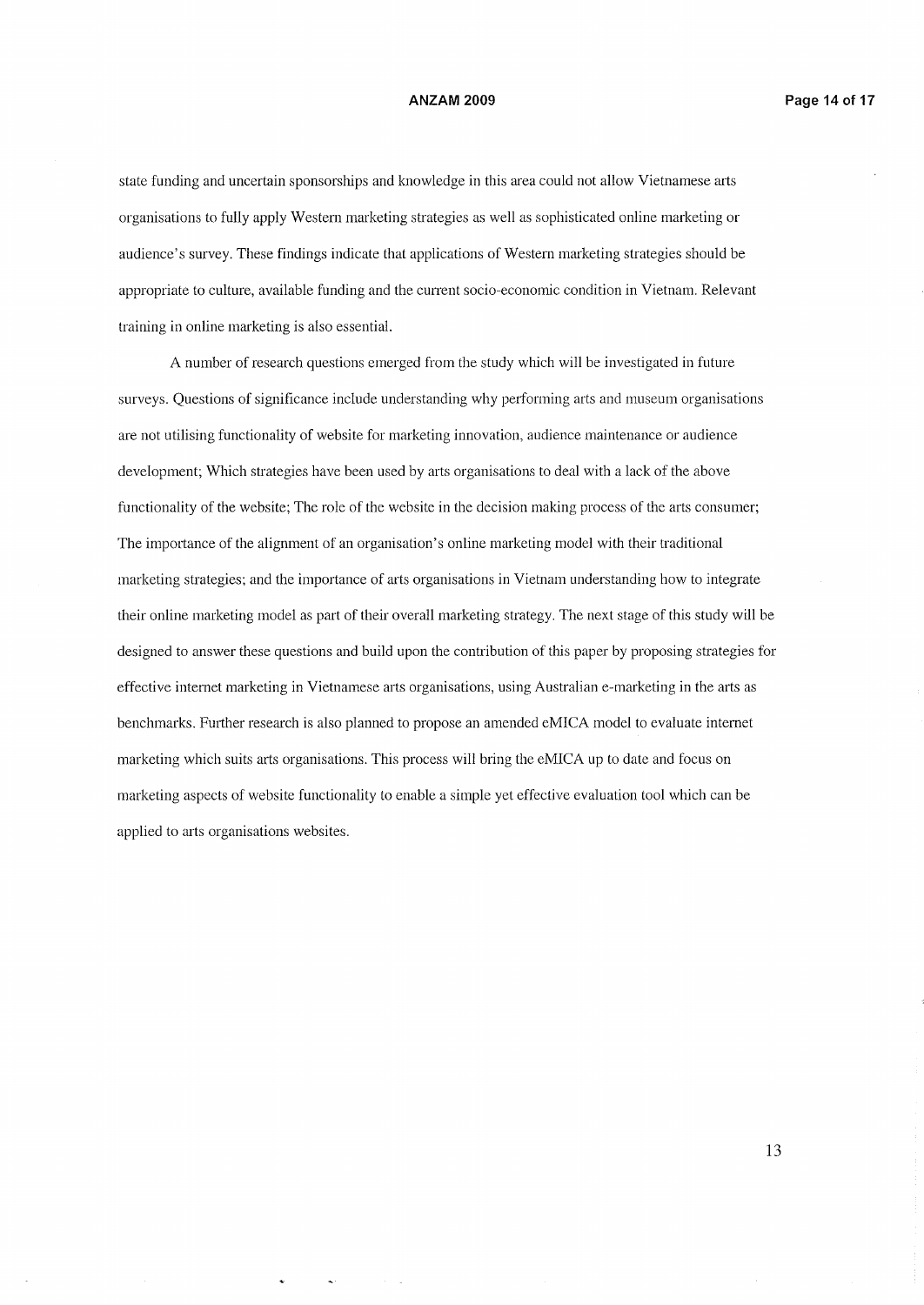state funding and uncertain sponsorships and knowledge in this area could not allow Vietnamese arts organisations to fully apply Western marketing strategies as well as sophisticated online marketing or audience's survey. These findings indicate that applications of Western marketing strategies should be appropriate to culture, available funding and the current socio-economic condition in Vietnam. Relevant training in online marketing is also essential.

A number of research questions emerged from the study which will be investigated in future surveys. Questions of significance include understanding why performing arts and museum organisations are not utilising functionality of website for marketing innovation, audience maintenance or audience development; Which strategies have been used by arts organisations to deal with a lack of the above functionality of the website; The role of the website in the decision making process of the arts consumer; The importance of the alignment of an organisation's online marketing model with their traditional marketing strategies; and the importance of arts organisations in Vietnam understanding how to integrate their online marketing model as part of their overall marketing strategy. The next stage of this study will be designed to answer these questions and build upon the contribution of this paper by proposing strategies for effective internet marketing in Vietnamese arts organisations, using Australian e-marketing in the arts as benchmarks. Further research is also planned to propose an amended eMICA model to evaluate internet marketing which suits arts organisations. This process will bring the eMICA up to date and focus on marketing aspects of website functionality to enable a simple yet effective evaluation tool which can be applied to arts organisations websites.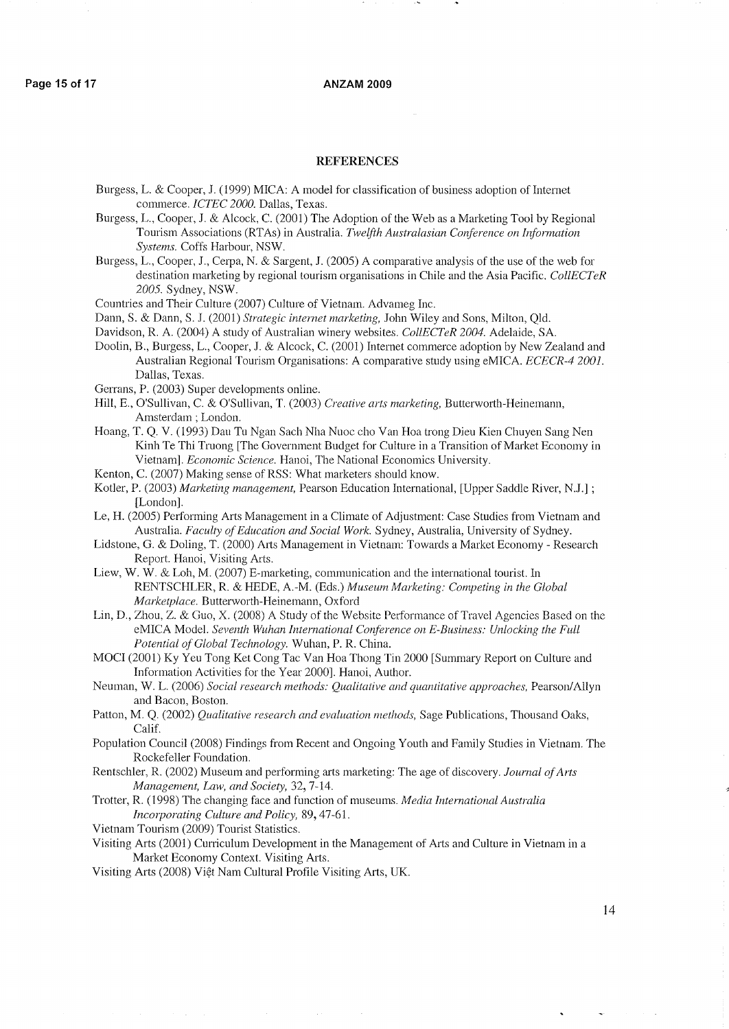## REFERENCES

Burgess, L. & Cooper, J. (1999) MICA: A model for classification of business adoption of Internet commerce. *ICTEC 2000.* Dallas, Texas.

Burgess, L., Cooper, J. & Alcock, C. (2001) The Adoption of the Web as a Marketing Tool by Regional Tourism Associations (RTAs) in Australia. *Twelfth Australasian Conference on Information Systems.* Coffs Harbour, NSW.

Burgess, L., Cooper, J., Cerpa, N. & Sargent, J. (2005) A comparative analysis of the use of the web for destination marketing by regional tourism organisations in Chile and the Asia Pacific. *CollECTeR 2005.* Sydney, NSW.

Countries and Their Culture (2007) Culture of Vietnam. Advameg Inc.

Dann, S. & Dann, S. J. (2001) *Strategic internet marketing,* John Wiley and Sons, Milton, Qld.

Davidson, R. A. (2004) A study of Australian winery websites. *CollECTeR 2004.* Adelaide, SA.

Doolin, B., Burgess, L., Cooper, J. & Alcock, C. (2001) Internet commerce adoption by New Zealand and Australian Regional Tourism Organisations: A comparative study using eMICA. *ECECR-4 2001.* Dallas, Texas.

Gerrans, P. (2003) Super developments online.

Hill, E., O'Sullivan, C. & O'Sullivan, T. (2003) *Creative arts marketing,* Butterworth-Heinemann, Amsterdam ; London.

Hoang, T. Q. V. (1993) Dau Tu Ngan Sach Nha Nuoc cho Van Hoa trong Dieu Kien Chuyen Sang Nen Kinh Te Thi Truong [The Government Budget for Culture in a Transition of Market Economy in Vietnam]. *Economic Science.* Hanoi, The National Economics University.

Kenton, C. (2007) Making sense of RSS: What marketers should know.

Kotler, P. (2003) *Marketing management,* Pearson Education International, [Upper Saddle River, N.J.] ; [London].

Le, H. (2005) Performing Arts Management in a Climate of Adjustment: Case Studies from Vietnam and Australia. *Faculty of Education and Social Work.* Sydney, Australia, University of Sydney.

Lidstone, G. & Doling, T. (2000) Arts Management in Vietnam: Towards a Market Economy - Research Report. Hanoi, Visiting Arts.

Liew, W. W. & Loh, M. (2007) E-marketing, communication and the international tourist. In RENTSCHLER, R. & HEDE, A.-M. (Eds.) *Museum Marketing: Competing in the Global Marketplace.* Butterworth-Heinemann, Oxford

Lin, D., Zhou, Z. & Guo, X. (2008) A Study of the Website Performance of Travel Agencies Based on the eMICA Model. *Seventh Wuhan International Conference on E-Business: Unlocking the Full Potential of Global Technology.* Wuhan, P. R. China.

MOCI (2001) Ky Yeu Tong Ket Cong Tac Van Hoa Thong Tin 2000 [Summary Report on Culture and Information Activities for the Year 2000]. Hanoi, Author.

Neuman, W. L. (2006) *Social research methods: Qualitative and quantitative approaches,* Pearson/Allyn and Bacon, Boston.

Patton, M. Q. (2002) *Qualitative research and evaluation methods,* Sage Publications, Thousand Oaks, Calif.

Population Council (2008) Findings from Recent and Ongoing Youth and Family Studies in Vietnam. The Rockefeller Foundation.

Rentschler, R. (2002) Museum and performing arts marketing: The age of discovery. *Journal of Arts Management, Law, and Society,* 32, 7-14.

Trotter, R. (1998) The changing face and function of museums. *Media International Australia Incorporating Culture and Policy,* 89, 47-61.

Vietnam Tourism (2009) Tourist Statistics.

Visiting Arts (2001) Curriculum Development in the Management of Arts and Culture in Vietnam in a Market Economy Context. Visiting Arts.

Visiting Arts (2008) Việt Nam Cultural Profile Visiting Arts, UK.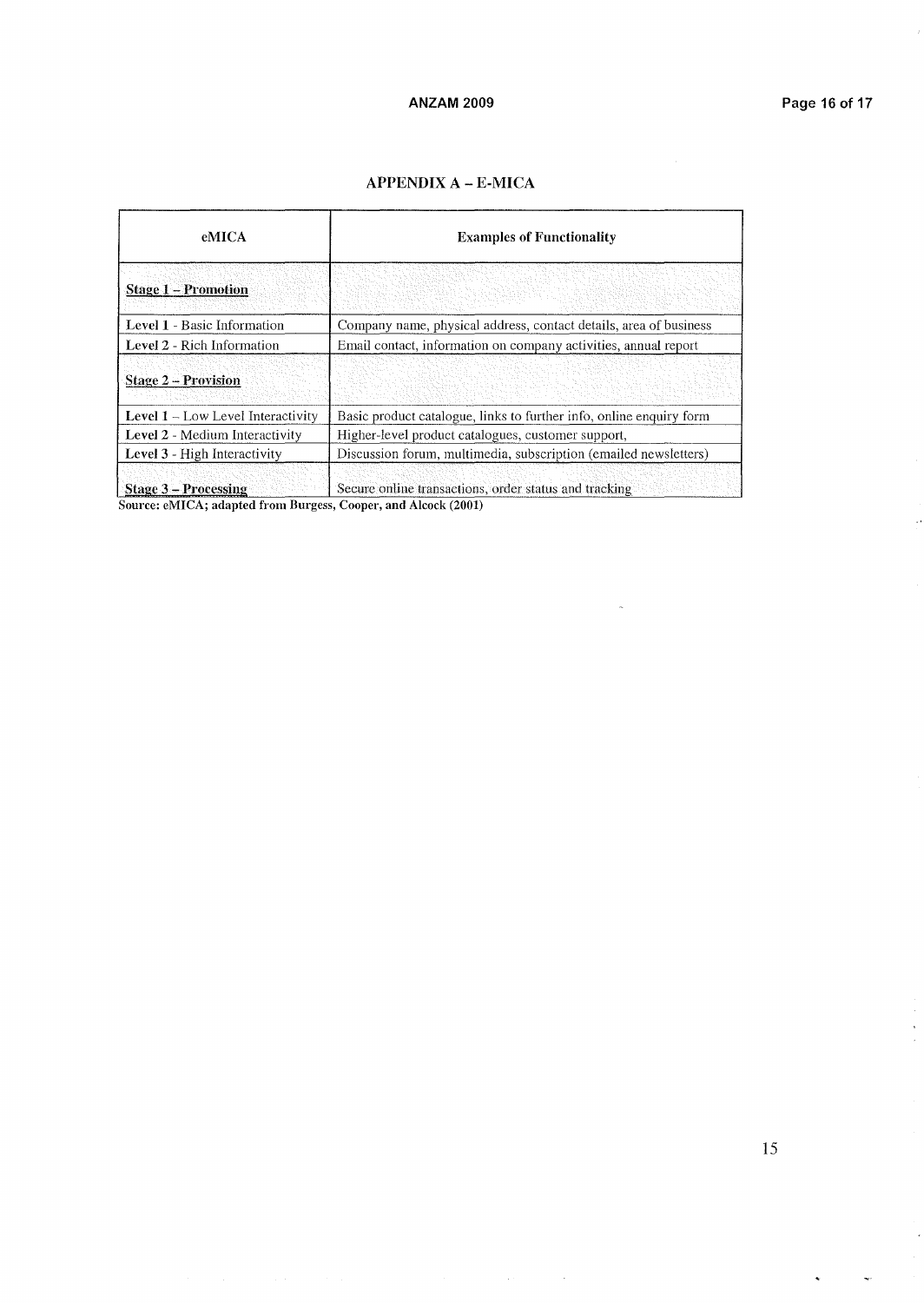## APPENDIX A – E-MICA

| eMICA | Examples of Functionality |
|---|---|
| **Stage 1 – Promotion** | |
| **Level 1** - Basic Information | Company name, physical address, contact details, area of business |
| **Level 2** - Rich Information | Email contact, information on company activities, annual report |
| **Stage 2 – Provision** | |
| **Level 1** – Low Level Interactivity | Basic product catalogue, links to further info, online enquiry form |
| **Level 2** - Medium Interactivity | Higher-level product catalogues, customer support, |
| **Level 3** - High Interactivity | Discussion forum, multimedia, subscription (emailed newsletters) |
| **Stage 3 – Processing** | Secure online transactions, order status and tracking |

**Source: eMICA; adapted from Burgess, Cooper, and Alcock (2001)**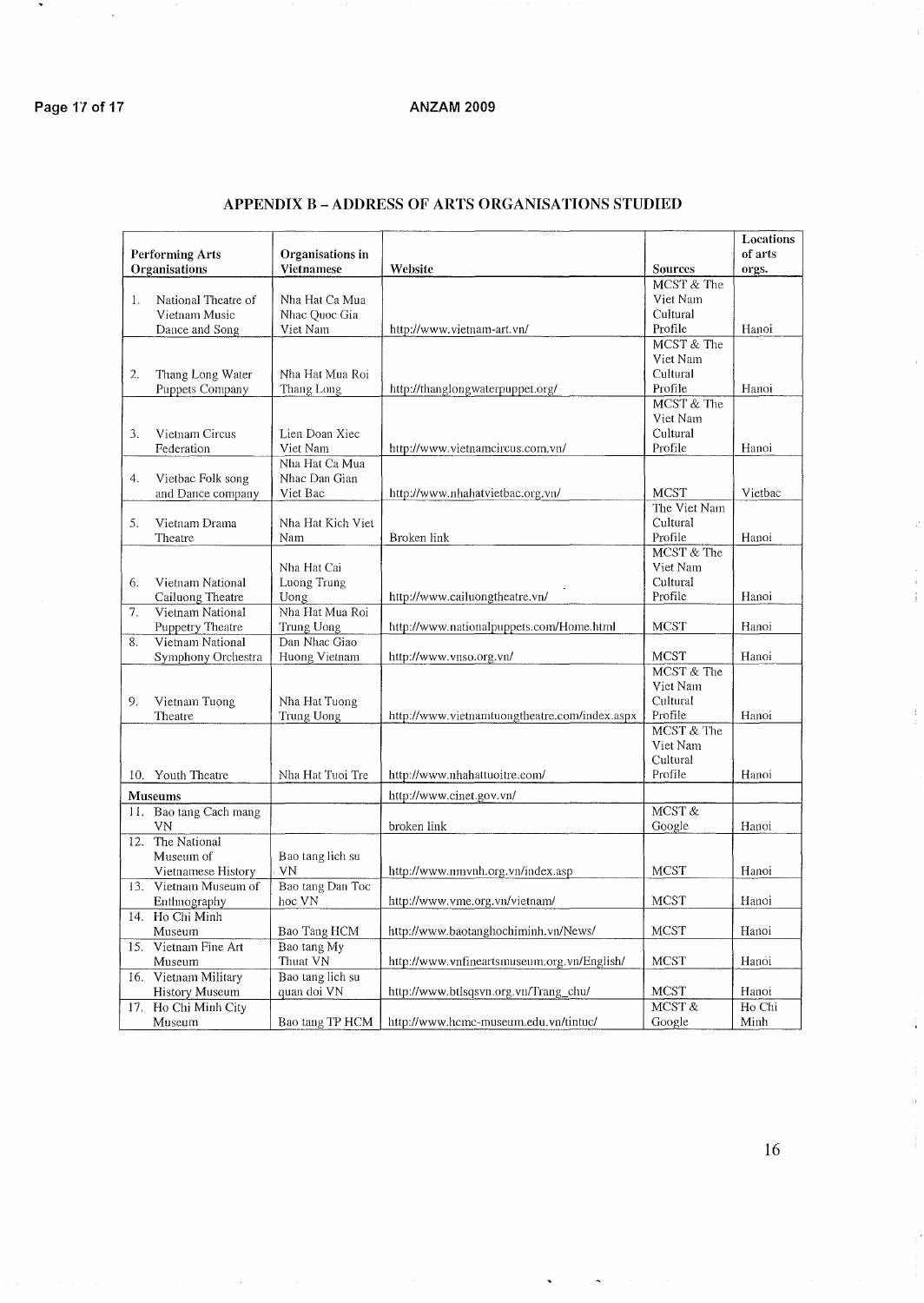## APPENDIX B – ADDRESS OF ARTS ORGANISATIONS STUDIED

| Performing Arts Organisations | Organisations in Vietnamese | Website | Sources | Locations of arts orgs. |
|---|---|---|---|---|
| 1. National Theatre of Vietnam Music Dance and Song | Nha Hat Ca Mua Nhac Quoc Gia Viet Nam | http://www.vietnam-art.vn/ | MCST & The Viet Nam Cultural Profile | Hanoi |
| 2. Thang Long Water Puppets Company | Nha Hat Mua Roi Thang Long | http://thanglongwaterpuppet.org/ | MCST & The Viet Nam Cultural Profile | Hanoi |
| 3. Vietnam Circus Federation | Lien Doan Xiec Viet Nam | http://www.vietnamcircus.com.vn/ | MCST & The Viet Nam Cultural Profile | Hanoi |
| 4. Vietbac Folk song and Dance company | Nha Hat Ca Mua Nhac Dan Gian Viet Bac | http://www.nhahatvietbac.org.vn/ | MCST | Vietbac |
| 5. Vietnam Drama Theatre | Nha Hat Kich Viet Nam | Broken link | The Viet Nam Cultural Profile | Hanoi |
| 6. Vietnam National Cailuong Theatre | Nha Hat Cai Luong Trung Uong | http://www.cailuongtheatre.vn/ | MCST & The Viet Nam Cultural Profile | Hanoi |
| 7. Vietnam National Puppetry Theatre | Nha Hat Mua Roi Trung Uong | http://www.nationalpuppets.com/Home.html | MCST | Hanoi |
| 8. Vietnam National Symphony Orchestra | Dan Nhac Giao Huong Vietnam | http://www.vnso.org.vn/ | MCST | Hanoi |
| 9. Vietnam Tuong Theatre | Nha Hat Tuong Trung Uong | http://www.vietnamtuongtheatre.com/index.aspx | MCST & The Viet Nam Cultural Profile | Hanoi |
| 10. Youth Theatre | Nha Hat Tuoi Tre | http://www.nhahattuoitre.com/ | MCST & The Viet Nam Cultural Profile | Hanoi |
| **Museums** | | http://www.cinet.gov.vn/ | | |
| 11. Bao tang Cach mang VN | | broken link | MCST & Google | Hanoi |
| 12. The National Museum of Vietnamese History | Bao tang lich su VN | http://www.nmvnh.org.vn/index.asp | MCST | Hanoi |
| 13. Vietnam Museum of Enthnography | Bao tang Dan Toc hoc VN | http://www.vme.org.vn/vietnam/ | MCST | Hanoi |
| 14. Ho Chi Minh Museum | Bao Tang HCM | http://www.baotanghochiminh.vn/News/ | MCST | Hanoi |
| 15. Vietnam Fine Art Museum | Bao tang My Thuat VN | http://www.vnfineartsmuseum.org.vn/English/ | MCST | Hanoi |
| 16. Vietnam Military History Museum | Bao tang lich su quan doi VN | http://www.btlsqsvn.org.vn/Trang_chu/ | MCST | Hanoi |
| 17. Ho Chi Minh City Museum | Bao tang TP HCM | http://www.hcmc-museum.edu.vn/tintuc/ | MCST & Google | Ho Chi Minh |